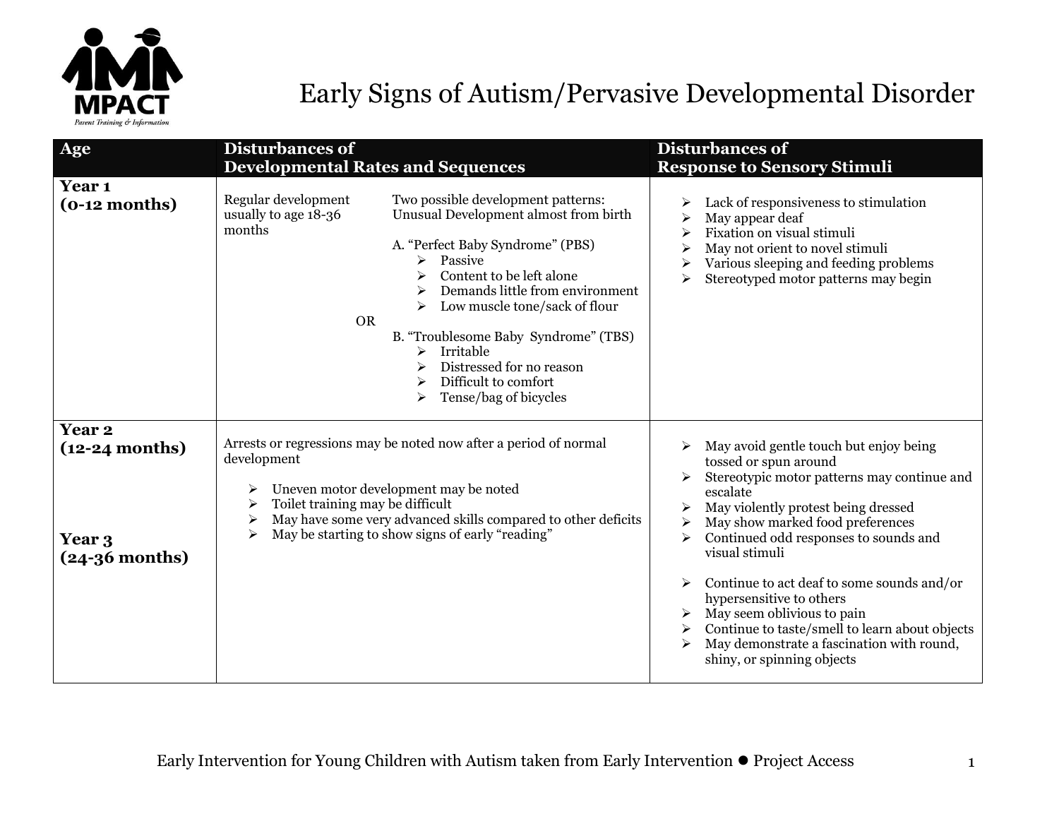# Early Signs of Autism/Pervasive Developmental Disorder

| Age | Disturbances of Developmental Rates and Sequences | Disturbances of Response to Sensory Stimuli |
|---|---|---|
| **Year 1 (0-12 months)** | Regular development usually to age 18-36 months<br><br>Two possible development patterns: Unusual Development almost from birth<br><br>A. "Perfect Baby Syndrome" (PBS)<br>➢ Passive<br>➢ Content to be left alone<br>➢ Demands little from environment<br>➢ Low muscle tone/sack of flour<br><br>OR<br><br>B. "Troublesome Baby Syndrome" (TBS)<br>➢ Irritable<br>➢ Distressed for no reason<br>➢ Difficult to comfort<br>➢ Tense/bag of bicycles | ➢ Lack of responsiveness to stimulation<br>➢ May appear deaf<br>➢ Fixation on visual stimuli<br>➢ May not orient to novel stimuli<br>➢ Various sleeping and feeding problems<br>➢ Stereotyped motor patterns may begin |
| **Year 2 (12-24 months)**<br><br>**Year 3 (24-36 months)** | Arrests or regressions may be noted now after a period of normal development<br><br>➢ Uneven motor development may be noted<br>➢ Toilet training may be difficult<br>➢ May have some very advanced skills compared to other deficits<br>➢ May be starting to show signs of early "reading" | ➢ May avoid gentle touch but enjoy being tossed or spun around<br>➢ Stereotypic motor patterns may continue and escalate<br>➢ May violently protest being dressed<br>➢ May show marked food preferences<br>➢ Continued odd responses to sounds and visual stimuli<br><br>➢ Continue to act deaf to some sounds and/or hypersensitive to others<br>➢ May seem oblivious to pain<br>➢ Continue to taste/smell to learn about objects<br>➢ May demonstrate a fascination with round, shiny, or spinning objects |

Early Intervention for Young Children with Autism taken from Early Intervention ● Project Access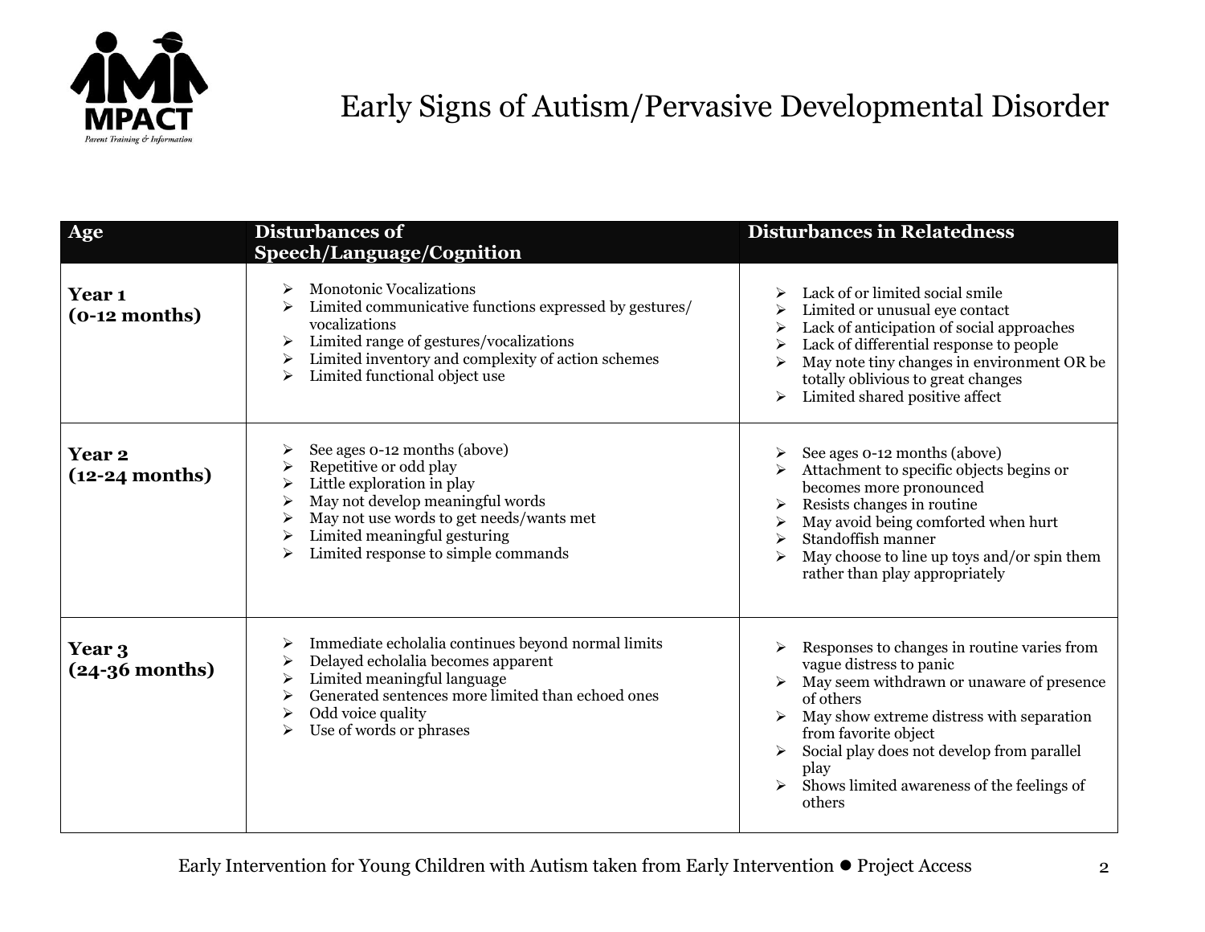# Early Signs of Autism/Pervasive Developmental Disorder

| Age | Disturbances of Speech/Language/Cognition | Disturbances in Relatedness |
|---|---|---|
| **Year 1 (0-12 months)** | ➢ Monotonic Vocalizations<br>➢ Limited communicative functions expressed by gestures/ vocalizations<br>➢ Limited range of gestures/vocalizations<br>➢ Limited inventory and complexity of action schemes<br>➢ Limited functional object use | ➢ Lack of or limited social smile<br>➢ Limited or unusual eye contact<br>➢ Lack of anticipation of social approaches<br>➢ Lack of differential response to people<br>➢ May note tiny changes in environment OR be totally oblivious to great changes<br>➢ Limited shared positive affect |
| **Year 2 (12-24 months)** | ➢ See ages 0-12 months (above)<br>➢ Repetitive or odd play<br>➢ Little exploration in play<br>➢ May not develop meaningful words<br>➢ May not use words to get needs/wants met<br>➢ Limited meaningful gesturing<br>➢ Limited response to simple commands | ➢ See ages 0-12 months (above)<br>➢ Attachment to specific objects begins or becomes more pronounced<br>➢ Resists changes in routine<br>➢ May avoid being comforted when hurt<br>➢ Standoffish manner<br>➢ May choose to line up toys and/or spin them rather than play appropriately |
| **Year 3 (24-36 months)** | ➢ Immediate echolalia continues beyond normal limits<br>➢ Delayed echolalia becomes apparent<br>➢ Limited meaningful language<br>➢ Generated sentences more limited than echoed ones<br>➢ Odd voice quality<br>➢ Use of words or phrases | ➢ Responses to changes in routine varies from vague distress to panic<br>➢ May seem withdrawn or unaware of presence of others<br>➢ May show extreme distress with separation from favorite object<br>➢ Social play does not develop from parallel play<br>➢ Shows limited awareness of the feelings of others |

Early Intervention for Young Children with Autism taken from Early Intervention ● Project Access